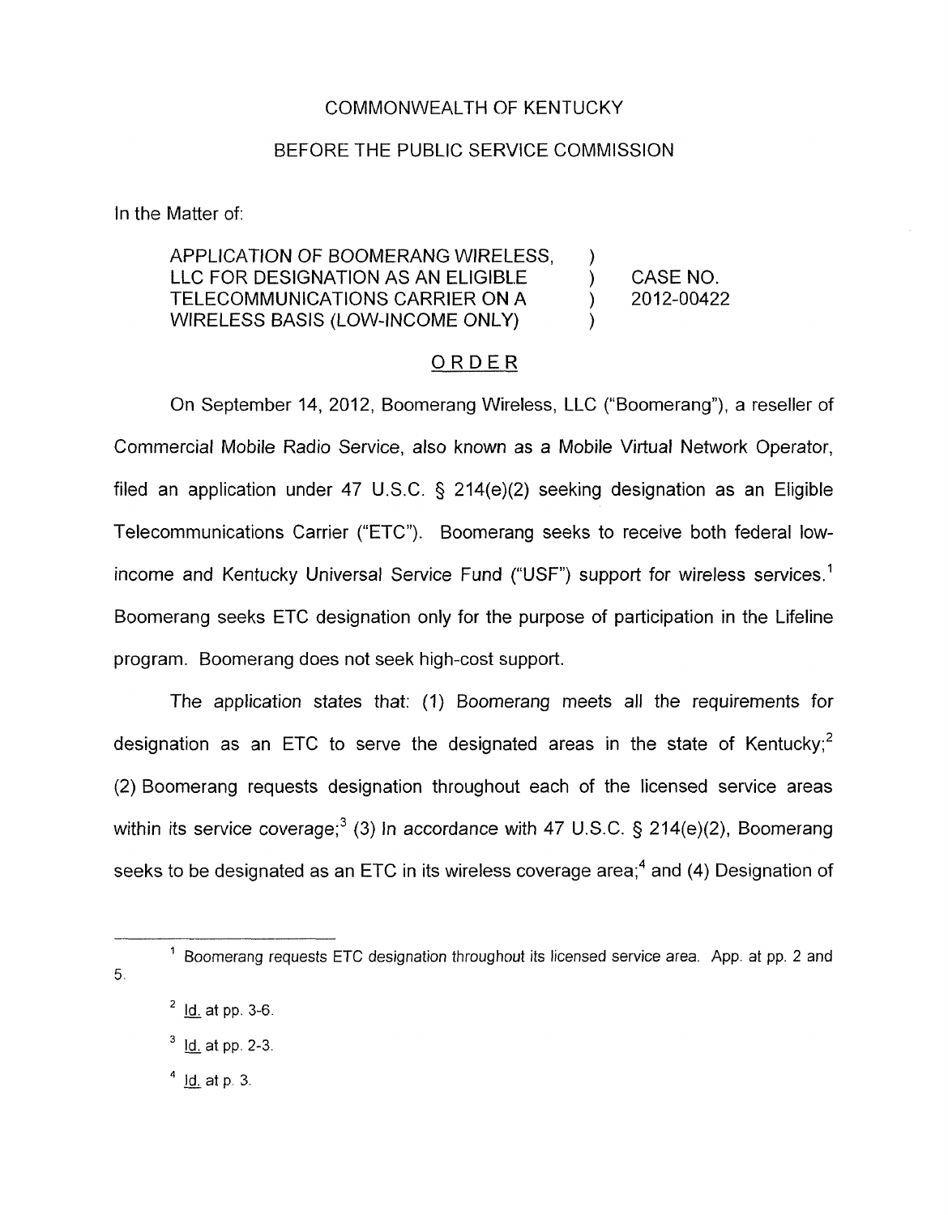COMMONWEALTH OF KENTUCKY

BEFORE THE PUBLIC SERVICE COMMISSION

In the Matter of:

| | | |
|---|---|---|
| APPLICATION OF BOOMERANG WIRELESS, LLC FOR DESIGNATION AS AN ELIGIBLE TELECOMMUNICATIONS CARRIER ON A WIRELESS BASIS (LOW-INCOME ONLY) | ) ) ) ) | CASE NO. 2012-00422 |

## ORDER

On September 14, 2012, Boomerang Wireless, LLC ("Boomerang"), a reseller of Commercial Mobile Radio Service, also known as a Mobile Virtual Network Operator, filed an application under 47 U.S.C. § 214(e)(2) seeking designation as an Eligible Telecommunications Carrier ("ETC"). Boomerang seeks to receive both federal low-income and Kentucky Universal Service Fund ("USF") support for wireless services.[1] Boomerang seeks ETC designation only for the purpose of participation in the Lifeline program. Boomerang does not seek high-cost support.

The application states that: (1) Boomerang meets all the requirements for designation as an ETC to serve the designated areas in the state of Kentucky;[2] (2) Boomerang requests designation throughout each of the licensed service areas within its service coverage;[3] (3) In accordance with 47 U.S.C. § 214(e)(2), Boomerang seeks to be designated as an ETC in its wireless coverage area;[4] and (4) Designation of

---

[1] Boomerang requests ETC designation throughout its licensed service area. App. at pp. 2 and 5.

[2] Id. at pp. 3-6.

[3] Id. at pp. 2-3.

[4] Id. at p. 3.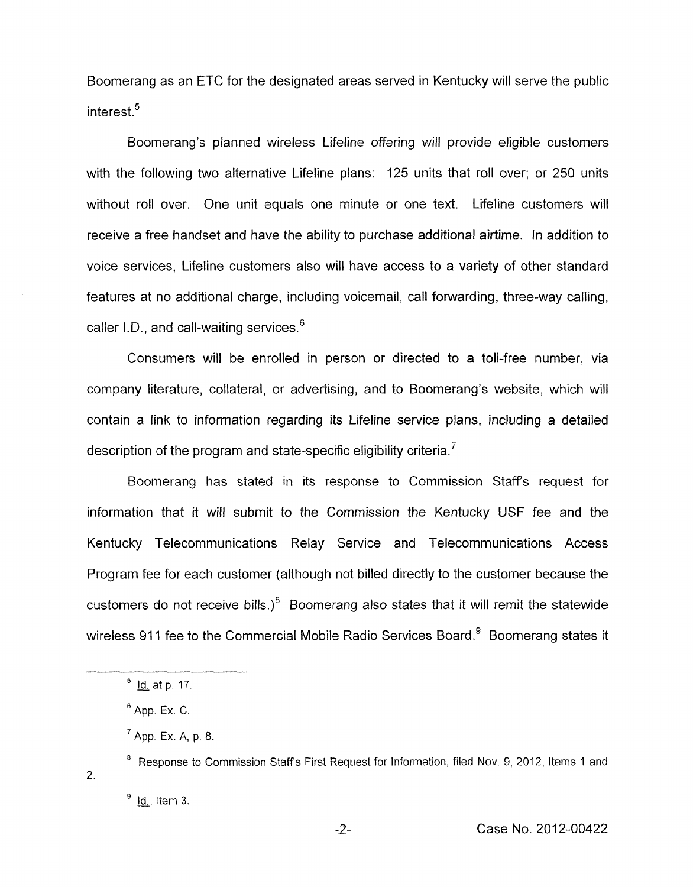Boomerang as an ETC for the designated areas served in Kentucky will serve the public interest.[5]

Boomerang's planned wireless Lifeline offering will provide eligible customers with the following two alternative Lifeline plans: 125 units that roll over; or 250 units without roll over. One unit equals one minute or one text. Lifeline customers will receive a free handset and have the ability to purchase additional airtime. In addition to voice services, Lifeline customers also will have access to a variety of other standard features at no additional charge, including voicemail, call forwarding, three-way calling, caller I.D., and call-waiting services.[6]

Consumers will be enrolled in person or directed to a toll-free number, via company literature, collateral, or advertising, and to Boomerang's website, which will contain a link to information regarding its Lifeline service plans, including a detailed description of the program and state-specific eligibility criteria.[7]

Boomerang has stated in its response to Commission Staff's request for information that it will submit to the Commission the Kentucky USF fee and the Kentucky Telecommunications Relay Service and Telecommunications Access Program fee for each customer (although not billed directly to the customer because the customers do not receive bills.)[8] Boomerang also states that it will remit the statewide wireless 911 fee to the Commercial Mobile Radio Services Board.[9] Boomerang states it

---

[5] Id. at p. 17.

[6] App. Ex. C.

[7] App. Ex. A, p. 8.

[8] Response to Commission Staff's First Request for Information, filed Nov. 9, 2012, Items 1 and 2.

[9] Id., Item 3.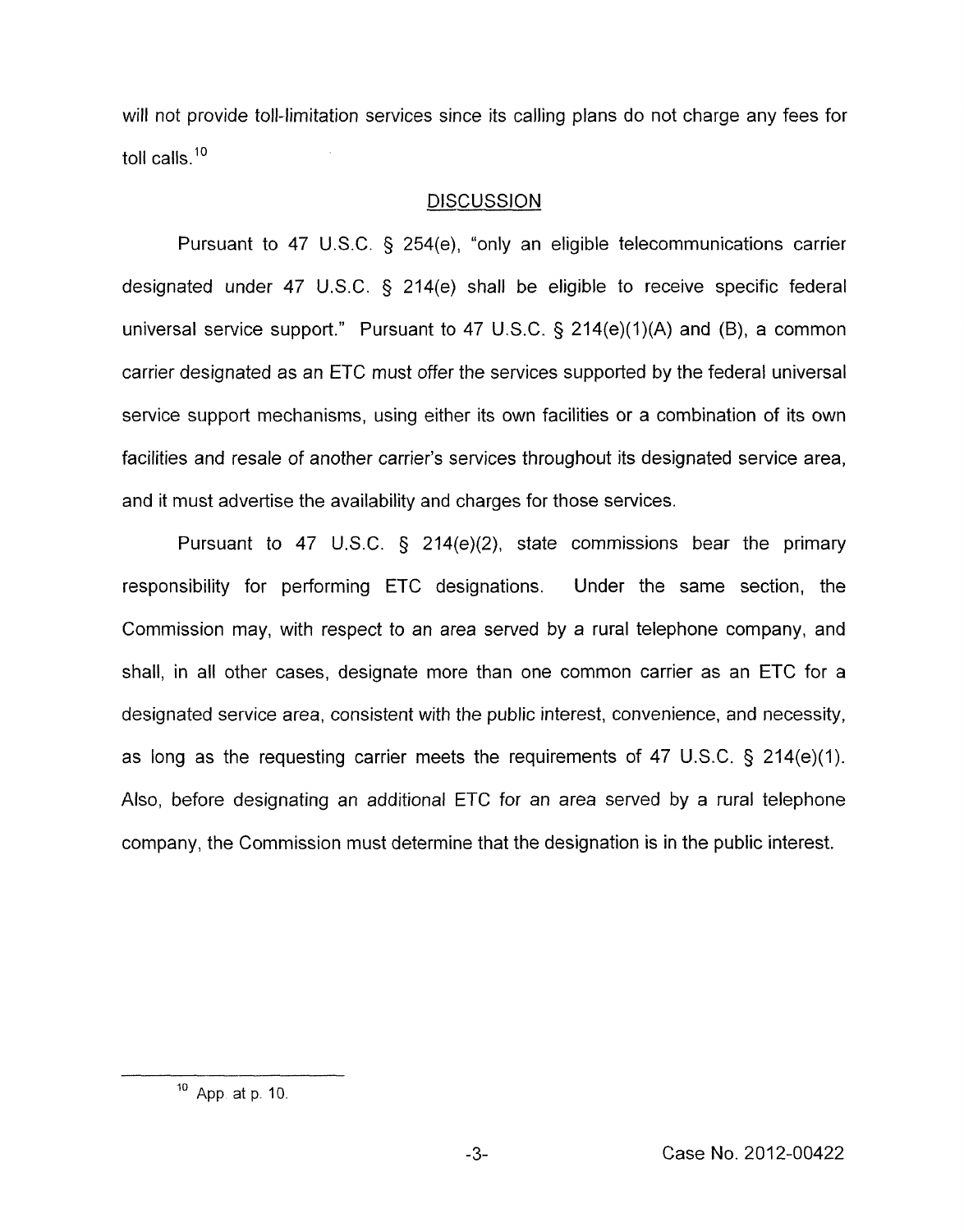will not provide toll-limitation services since its calling plans do not charge any fees for toll calls.[10]

## DISCUSSION

Pursuant to 47 U.S.C. § 254(e), "only an eligible telecommunications carrier designated under 47 U.S.C. § 214(e) shall be eligible to receive specific federal universal service support." Pursuant to 47 U.S.C. § 214(e)(1)(A) and (B), a common carrier designated as an ETC must offer the services supported by the federal universal service support mechanisms, using either its own facilities or a combination of its own facilities and resale of another carrier's services throughout its designated service area, and it must advertise the availability and charges for those services.

Pursuant to 47 U.S.C. § 214(e)(2), state commissions bear the primary responsibility for performing ETC designations. Under the same section, the Commission may, with respect to an area served by a rural telephone company, and shall, in all other cases, designate more than one common carrier as an ETC for a designated service area, consistent with the public interest, convenience, and necessity, as long as the requesting carrier meets the requirements of 47 U.S.C. § 214(e)(1). Also, before designating an additional ETC for an area served by a rural telephone company, the Commission must determine that the designation is in the public interest.

---

[10] App. at p. 10.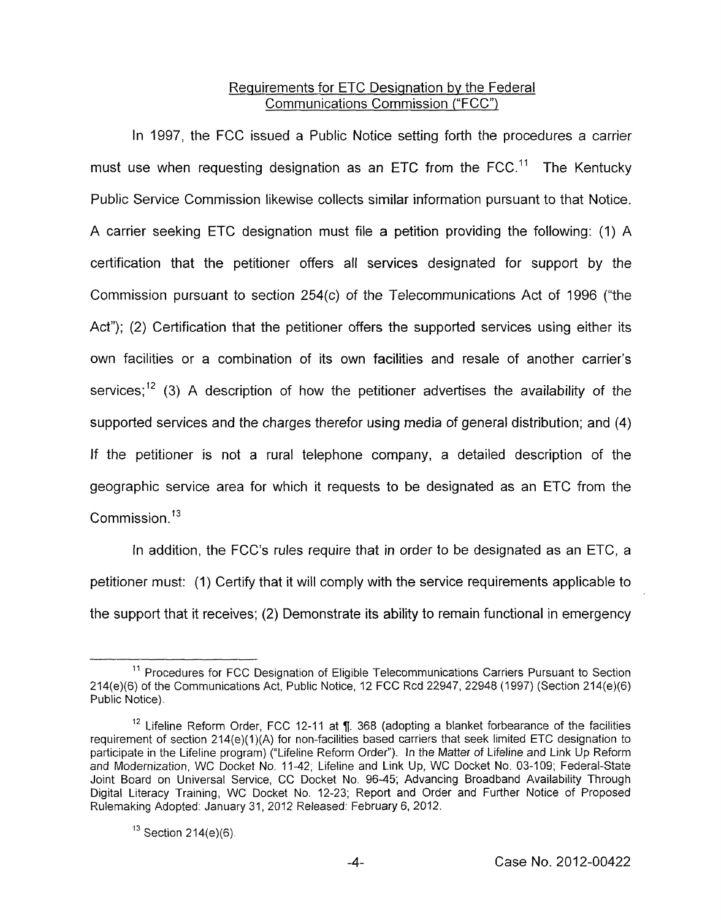## Requirements for ETC Designation by the Federal Communications Commission ("FCC")

In 1997, the FCC issued a Public Notice setting forth the procedures a carrier must use when requesting designation as an ETC from the FCC.[11] The Kentucky Public Service Commission likewise collects similar information pursuant to that Notice. A carrier seeking ETC designation must file a petition providing the following: (1) A certification that the petitioner offers all services designated for support by the Commission pursuant to section 254(c) of the Telecommunications Act of 1996 ("the Act"); (2) Certification that the petitioner offers the supported services using either its own facilities or a combination of its own facilities and resale of another carrier's services;[12] (3) A description of how the petitioner advertises the availability of the supported services and the charges therefor using media of general distribution; and (4) If the petitioner is not a rural telephone company, a detailed description of the geographic service area for which it requests to be designated as an ETC from the Commission.[13]

In addition, the FCC's rules require that in order to be designated as an ETC, a petitioner must: (1) Certify that it will comply with the service requirements applicable to the support that it receives; (2) Demonstrate its ability to remain functional in emergency

---

[11] Procedures for FCC Designation of Eligible Telecommunications Carriers Pursuant to Section 214(e)(6) of the Communications Act, Public Notice, 12 FCC Rcd 22947, 22948 (1997) (Section 214(e)(6) Public Notice).

[12] Lifeline Reform Order, FCC 12-11 at ¶. 368 (adopting a blanket forbearance of the facilities requirement of section 214(e)(1)(A) for non-facilities based carriers that seek limited ETC designation to participate in the Lifeline program) ("Lifeline Reform Order"). In the Matter of Lifeline and Link Up Reform and Modernization, WC Docket No. 11-42; Lifeline and Link Up, WC Docket No. 03-109; Federal-State Joint Board on Universal Service, CC Docket No. 96-45; Advancing Broadband Availability Through Digital Literacy Training, WC Docket No. 12-23; Report and Order and Further Notice of Proposed Rulemaking Adopted: January 31, 2012 Released: February 6, 2012.

[13] Section 214(e)(6).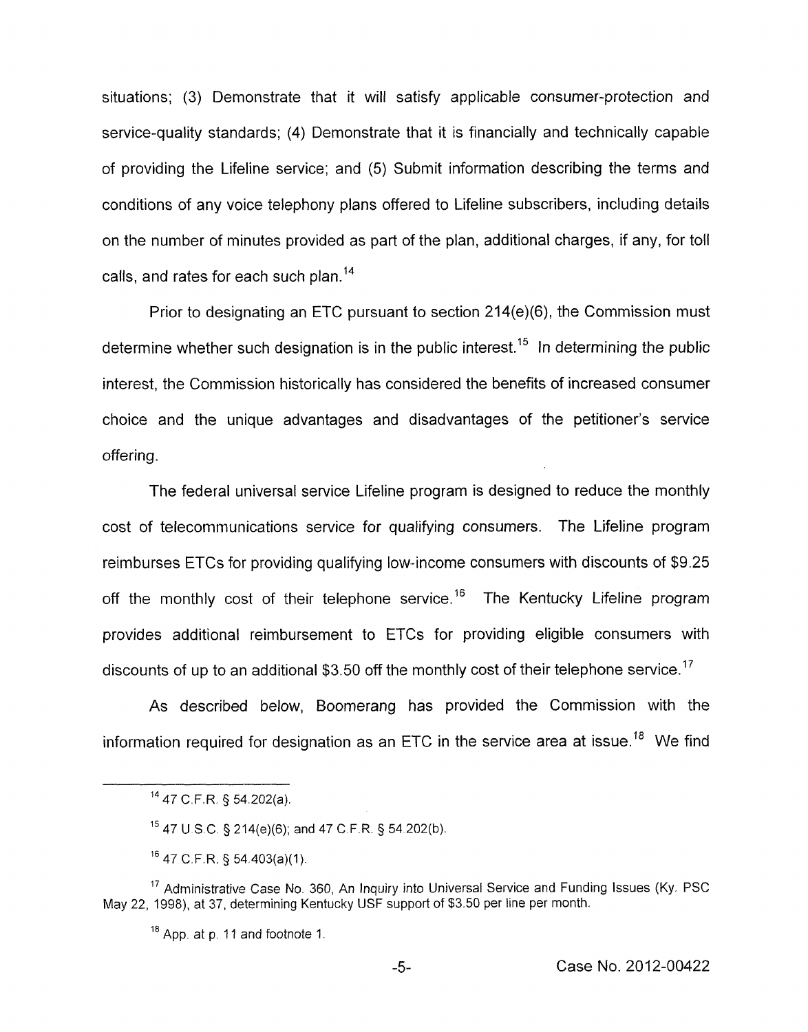situations; (3) Demonstrate that it will satisfy applicable consumer-protection and service-quality standards; (4) Demonstrate that it is financially and technically capable of providing the Lifeline service; and (5) Submit information describing the terms and conditions of any voice telephony plans offered to Lifeline subscribers, including details on the number of minutes provided as part of the plan, additional charges, if any, for toll calls, and rates for each such plan.[14]

Prior to designating an ETC pursuant to section 214(e)(6), the Commission must determine whether such designation is in the public interest.[15] In determining the public interest, the Commission historically has considered the benefits of increased consumer choice and the unique advantages and disadvantages of the petitioner's service offering.

The federal universal service Lifeline program is designed to reduce the monthly cost of telecommunications service for qualifying consumers. The Lifeline program reimburses ETCs for providing qualifying low-income consumers with discounts of $9.25 off the monthly cost of their telephone service.[16] The Kentucky Lifeline program provides additional reimbursement to ETCs for providing eligible consumers with discounts of up to an additional $3.50 off the monthly cost of their telephone service.[17]

As described below, Boomerang has provided the Commission with the information required for designation as an ETC in the service area at issue.[18] We find

---

[14] 47 C.F.R. § 54.202(a).

[15] 47 U.S.C. § 214(e)(6); and 47 C.F.R. § 54.202(b).

[16] 47 C.F.R. § 54.403(a)(1).

[17] Administrative Case No. 360, An Inquiry into Universal Service and Funding Issues (Ky. PSC May 22, 1998), at 37, determining Kentucky USF support of $3.50 per line per month.

[18] App. at p. 11 and footnote 1.

Case No. 2012-00422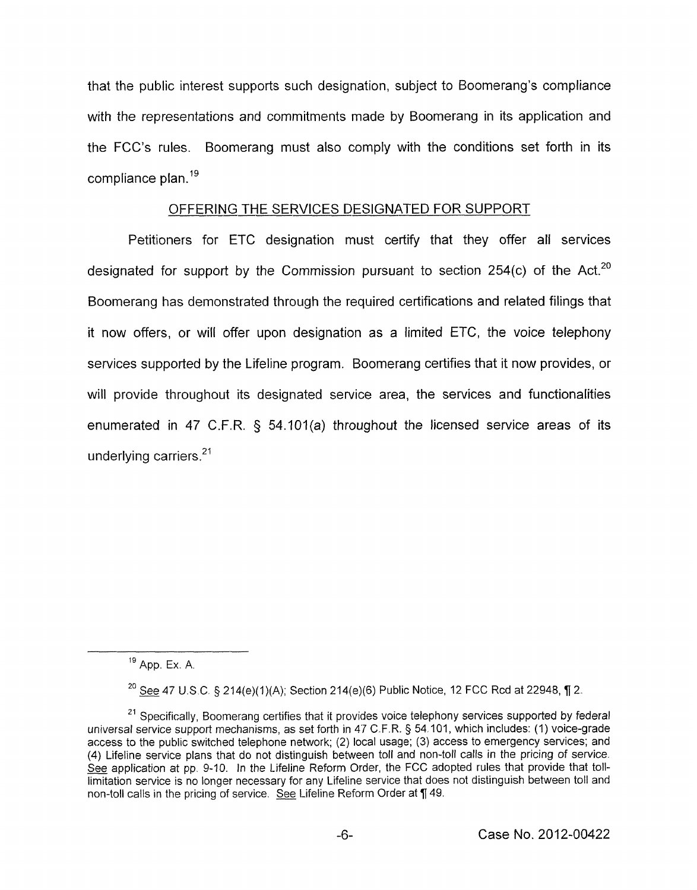that the public interest supports such designation, subject to Boomerang's compliance with the representations and commitments made by Boomerang in its application and the FCC's rules. Boomerang must also comply with the conditions set forth in its compliance plan.[19]

## OFFERING THE SERVICES DESIGNATED FOR SUPPORT

Petitioners for ETC designation must certify that they offer all services designated for support by the Commission pursuant to section 254(c) of the Act.[20] Boomerang has demonstrated through the required certifications and related filings that it now offers, or will offer upon designation as a limited ETC, the voice telephony services supported by the Lifeline program. Boomerang certifies that it now provides, or will provide throughout its designated service area, the services and functionalities enumerated in 47 C.F.R. § 54.101(a) throughout the licensed service areas of its underlying carriers.[21]

---

[19] App. Ex. A.

[20] See 47 U.S.C. § 214(e)(1)(A); Section 214(e)(6) Public Notice, 12 FCC Rcd at 22948, ¶ 2.

[21] Specifically, Boomerang certifies that it provides voice telephony services supported by federal universal service support mechanisms, as set forth in 47 C.F.R. § 54.101, which includes: (1) voice-grade access to the public switched telephone network; (2) local usage; (3) access to emergency services; and (4) Lifeline service plans that do not distinguish between toll and non-toll calls in the pricing of service. See application at pp. 9-10. In the Lifeline Reform Order, the FCC adopted rules that provide that toll-limitation service is no longer necessary for any Lifeline service that does not distinguish between toll and non-toll calls in the pricing of service. See Lifeline Reform Order at ¶ 49.

Case No. 2012-00422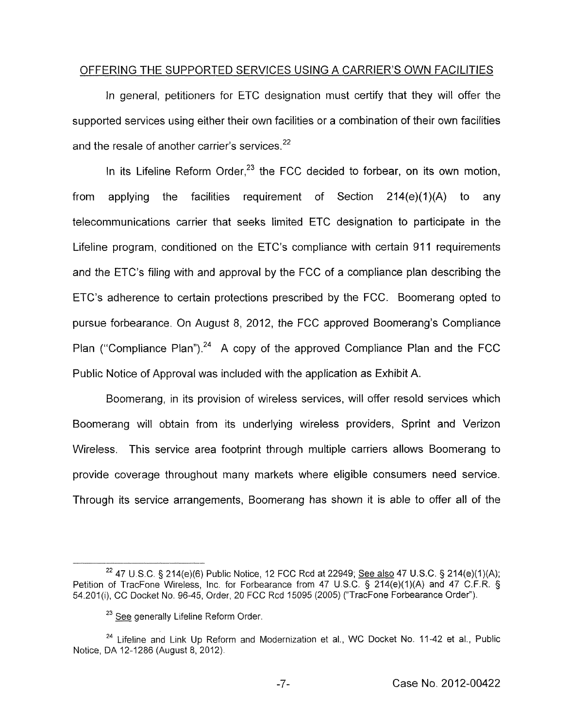OFFERING THE SUPPORTED SERVICES USING A CARRIER'S OWN FACILITIES

In general, petitioners for ETC designation must certify that they will offer the supported services using either their own facilities or a combination of their own facilities and the resale of another carrier's services.[22]

In its Lifeline Reform Order,[23] the FCC decided to forbear, on its own motion, from applying the facilities requirement of Section 214(e)(1)(A) to any telecommunications carrier that seeks limited ETC designation to participate in the Lifeline program, conditioned on the ETC's compliance with certain 911 requirements and the ETC's filing with and approval by the FCC of a compliance plan describing the ETC's adherence to certain protections prescribed by the FCC. Boomerang opted to pursue forbearance. On August 8, 2012, the FCC approved Boomerang's Compliance Plan ("Compliance Plan").[24] A copy of the approved Compliance Plan and the FCC Public Notice of Approval was included with the application as Exhibit A.

Boomerang, in its provision of wireless services, will offer resold services which Boomerang will obtain from its underlying wireless providers, Sprint and Verizon Wireless. This service area footprint through multiple carriers allows Boomerang to provide coverage throughout many markets where eligible consumers need service. Through its service arrangements, Boomerang has shown it is able to offer all of the

---

[22] 47 U.S.C. § 214(e)(6) Public Notice, 12 FCC Rcd at 22949; See also 47 U.S.C. § 214(e)(1)(A); Petition of TracFone Wireless, Inc. for Forbearance from 47 U.S.C. § 214(e)(1)(A) and 47 C.F.R. § 54.201(i), CC Docket No. 96-45, Order, 20 FCC Rcd 15095 (2005) ("TracFone Forbearance Order").

[23] See generally Lifeline Reform Order.

[24] Lifeline and Link Up Reform and Modernization et al., WC Docket No. 11-42 et al., Public Notice, DA 12-1286 (August 8, 2012).

Case No. 2012-00422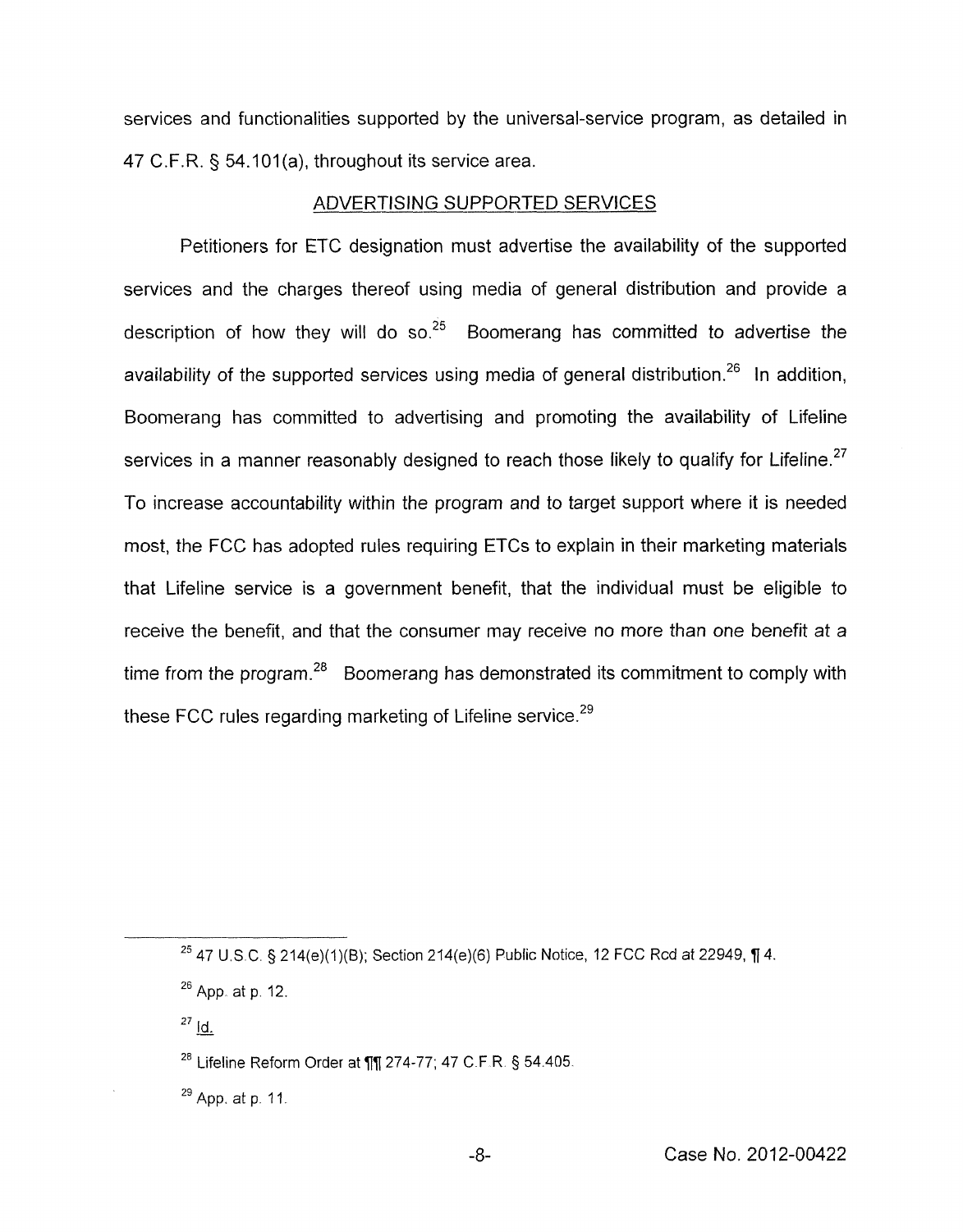services and functionalities supported by the universal-service program, as detailed in 47 C.F.R. § 54.101(a), throughout its service area.

## ADVERTISING SUPPORTED SERVICES

Petitioners for ETC designation must advertise the availability of the supported services and the charges thereof using media of general distribution and provide a description of how they will do so.[25] Boomerang has committed to advertise the availability of the supported services using media of general distribution.[26] In addition, Boomerang has committed to advertising and promoting the availability of Lifeline services in a manner reasonably designed to reach those likely to qualify for Lifeline.[27] To increase accountability within the program and to target support where it is needed most, the FCC has adopted rules requiring ETCs to explain in their marketing materials that Lifeline service is a government benefit, that the individual must be eligible to receive the benefit, and that the consumer may receive no more than one benefit at a time from the program.[28] Boomerang has demonstrated its commitment to comply with these FCC rules regarding marketing of Lifeline service.[29]

---

[25] 47 U.S.C. § 214(e)(1)(B); Section 214(e)(6) Public Notice, 12 FCC Rcd at 22949, ¶ 4.

[26] App. at p. 12.

[27] Id.

[28] Lifeline Reform Order at ¶¶ 274-77; 47 C.F.R. § 54.405.

[29] App. at p. 11.

Case No. 2012-00422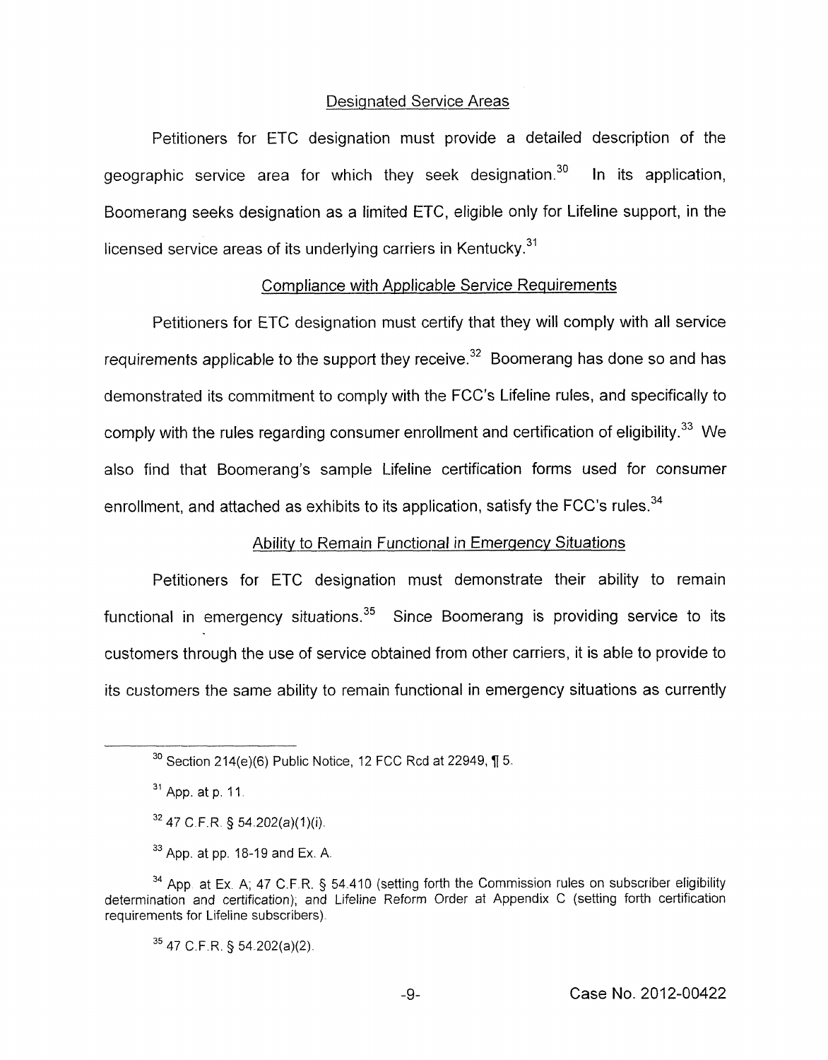## Designated Service Areas

Petitioners for ETC designation must provide a detailed description of the geographic service area for which they seek designation.[30] In its application, Boomerang seeks designation as a limited ETC, eligible only for Lifeline support, in the licensed service areas of its underlying carriers in Kentucky.[31]

## Compliance with Applicable Service Requirements

Petitioners for ETC designation must certify that they will comply with all service requirements applicable to the support they receive.[32] Boomerang has done so and has demonstrated its commitment to comply with the FCC's Lifeline rules, and specifically to comply with the rules regarding consumer enrollment and certification of eligibility.[33] We also find that Boomerang's sample Lifeline certification forms used for consumer enrollment, and attached as exhibits to its application, satisfy the FCC's rules.[34]

## Ability to Remain Functional in Emergency Situations

Petitioners for ETC designation must demonstrate their ability to remain functional in emergency situations.[35] Since Boomerang is providing service to its customers through the use of service obtained from other carriers, it is able to provide to its customers the same ability to remain functional in emergency situations as currently

---

[30] Section 214(e)(6) Public Notice, 12 FCC Rcd at 22949, ¶ 5.

[31] App. at p. 11.

[32] 47 C.F.R. § 54.202(a)(1)(i).

[33] App. at pp. 18-19 and Ex. A.

[34] App. at Ex. A; 47 C.F.R. § 54.410 (setting forth the Commission rules on subscriber eligibility determination and certification); and Lifeline Reform Order at Appendix C (setting forth certification requirements for Lifeline subscribers).

[35] 47 C.F.R. § 54.202(a)(2).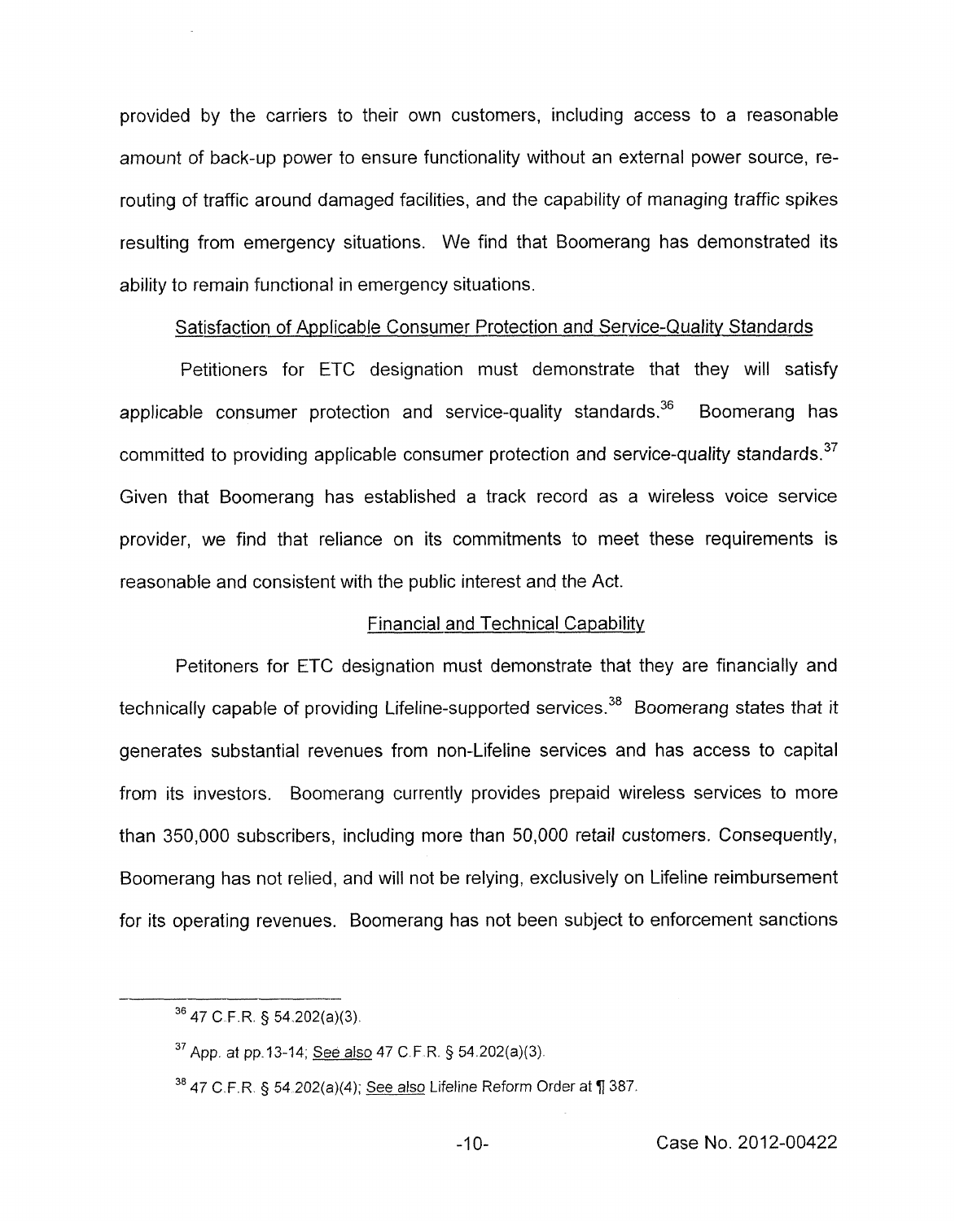provided by the carriers to their own customers, including access to a reasonable amount of back-up power to ensure functionality without an external power source, re-routing of traffic around damaged facilities, and the capability of managing traffic spikes resulting from emergency situations. We find that Boomerang has demonstrated its ability to remain functional in emergency situations.

Satisfaction of Applicable Consumer Protection and Service-Quality Standards

Petitioners for ETC designation must demonstrate that they will satisfy applicable consumer protection and service-quality standards.[36] Boomerang has committed to providing applicable consumer protection and service-quality standards.[37] Given that Boomerang has established a track record as a wireless voice service provider, we find that reliance on its commitments to meet these requirements is reasonable and consistent with the public interest and the Act.

Financial and Technical Capability

Petitoners for ETC designation must demonstrate that they are financially and technically capable of providing Lifeline-supported services.[38] Boomerang states that it generates substantial revenues from non-Lifeline services and has access to capital from its investors. Boomerang currently provides prepaid wireless services to more than 350,000 subscribers, including more than 50,000 retail customers. Consequently, Boomerang has not relied, and will not be relying, exclusively on Lifeline reimbursement for its operating revenues. Boomerang has not been subject to enforcement sanctions

---

[36] 47 C.F.R. § 54.202(a)(3).

[37] App. at pp.13-14; See also 47 C.F.R. § 54.202(a)(3).

[38] 47 C.F.R. § 54.202(a)(4); See also Lifeline Reform Order at ¶ 387.

Case No. 2012-00422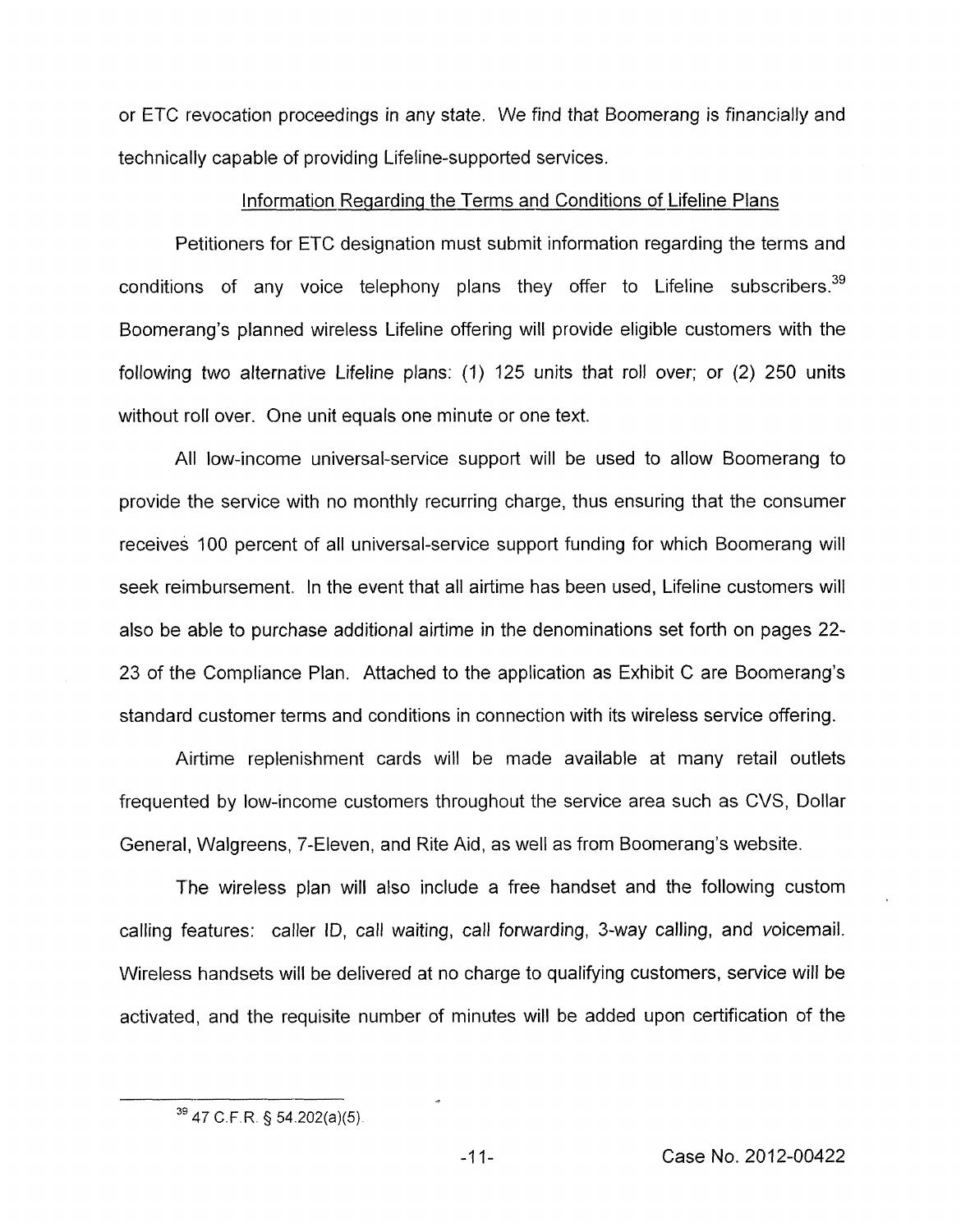or ETC revocation proceedings in any state. We find that Boomerang is financially and technically capable of providing Lifeline-supported services.

## Information Regarding the Terms and Conditions of Lifeline Plans

Petitioners for ETC designation must submit information regarding the terms and conditions of any voice telephony plans they offer to Lifeline subscribers.[39] Boomerang's planned wireless Lifeline offering will provide eligible customers with the following two alternative Lifeline plans: (1) 125 units that roll over; or (2) 250 units without roll over. One unit equals one minute or one text.

All low-income universal-service support will be used to allow Boomerang to provide the service with no monthly recurring charge, thus ensuring that the consumer receives 100 percent of all universal-service support funding for which Boomerang will seek reimbursement. In the event that all airtime has been used, Lifeline customers will also be able to purchase additional airtime in the denominations set forth on pages 22-23 of the Compliance Plan. Attached to the application as Exhibit C are Boomerang's standard customer terms and conditions in connection with its wireless service offering.

Airtime replenishment cards will be made available at many retail outlets frequented by low-income customers throughout the service area such as CVS, Dollar General, Walgreens, 7-Eleven, and Rite Aid, as well as from Boomerang's website.

The wireless plan will also include a free handset and the following custom calling features: caller ID, call waiting, call forwarding, 3-way calling, and voicemail. Wireless handsets will be delivered at no charge to qualifying customers, service will be activated, and the requisite number of minutes will be added upon certification of the

---

[39] 47 C.F.R. § 54.202(a)(5).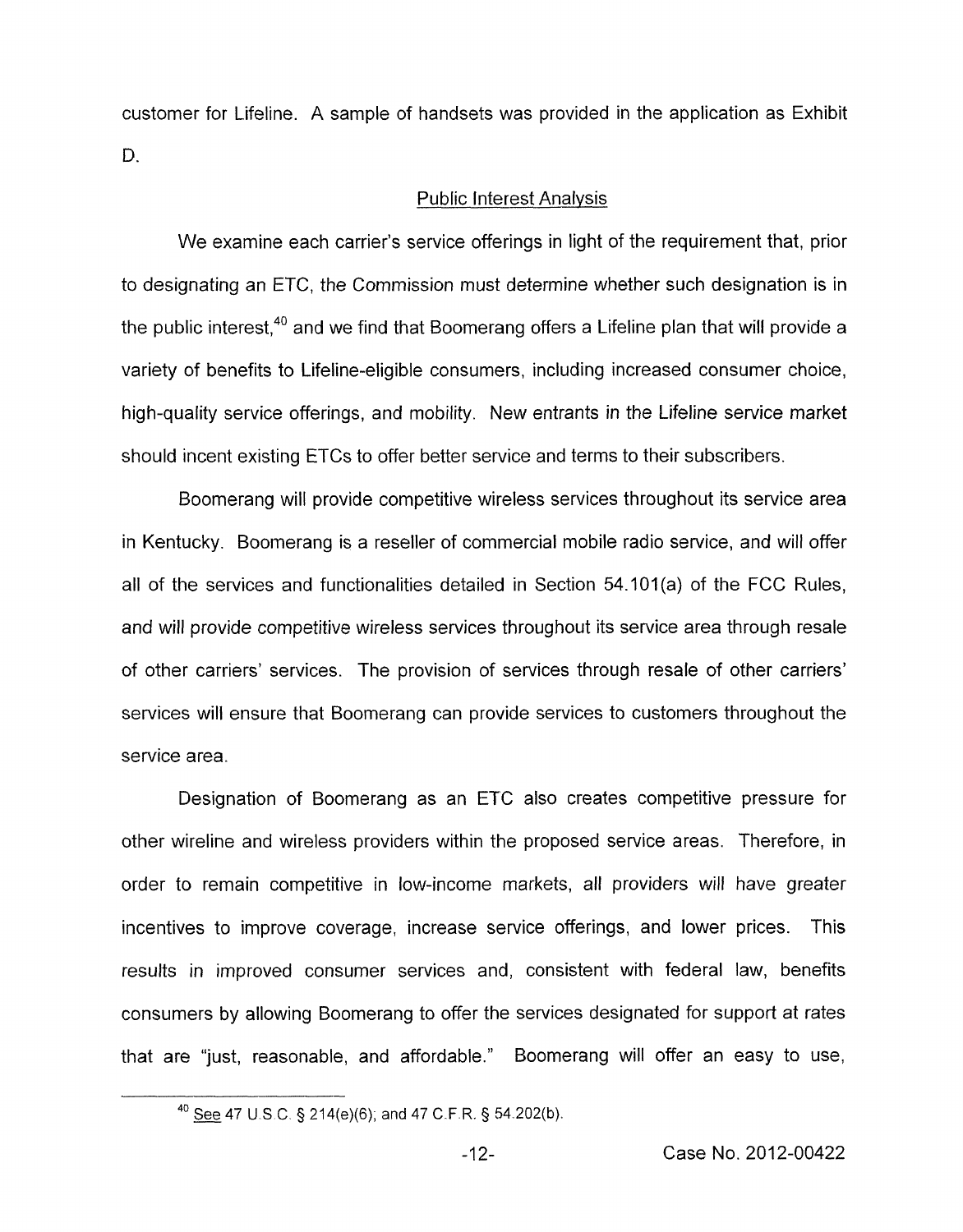customer for Lifeline. A sample of handsets was provided in the application as Exhibit D.

## Public Interest Analysis

We examine each carrier's service offerings in light of the requirement that, prior to designating an ETC, the Commission must determine whether such designation is in the public interest,[40] and we find that Boomerang offers a Lifeline plan that will provide a variety of benefits to Lifeline-eligible consumers, including increased consumer choice, high-quality service offerings, and mobility. New entrants in the Lifeline service market should incent existing ETCs to offer better service and terms to their subscribers.

Boomerang will provide competitive wireless services throughout its service area in Kentucky. Boomerang is a reseller of commercial mobile radio service, and will offer all of the services and functionalities detailed in Section 54.101(a) of the FCC Rules, and will provide competitive wireless services throughout its service area through resale of other carriers' services. The provision of services through resale of other carriers' services will ensure that Boomerang can provide services to customers throughout the service area.

Designation of Boomerang as an ETC also creates competitive pressure for other wireline and wireless providers within the proposed service areas. Therefore, in order to remain competitive in low-income markets, all providers will have greater incentives to improve coverage, increase service offerings, and lower prices. This results in improved consumer services and, consistent with federal law, benefits consumers by allowing Boomerang to offer the services designated for support at rates that are "just, reasonable, and affordable." Boomerang will offer an easy to use,

---

[40] See 47 U.S.C. § 214(e)(6); and 47 C.F.R. § 54.202(b).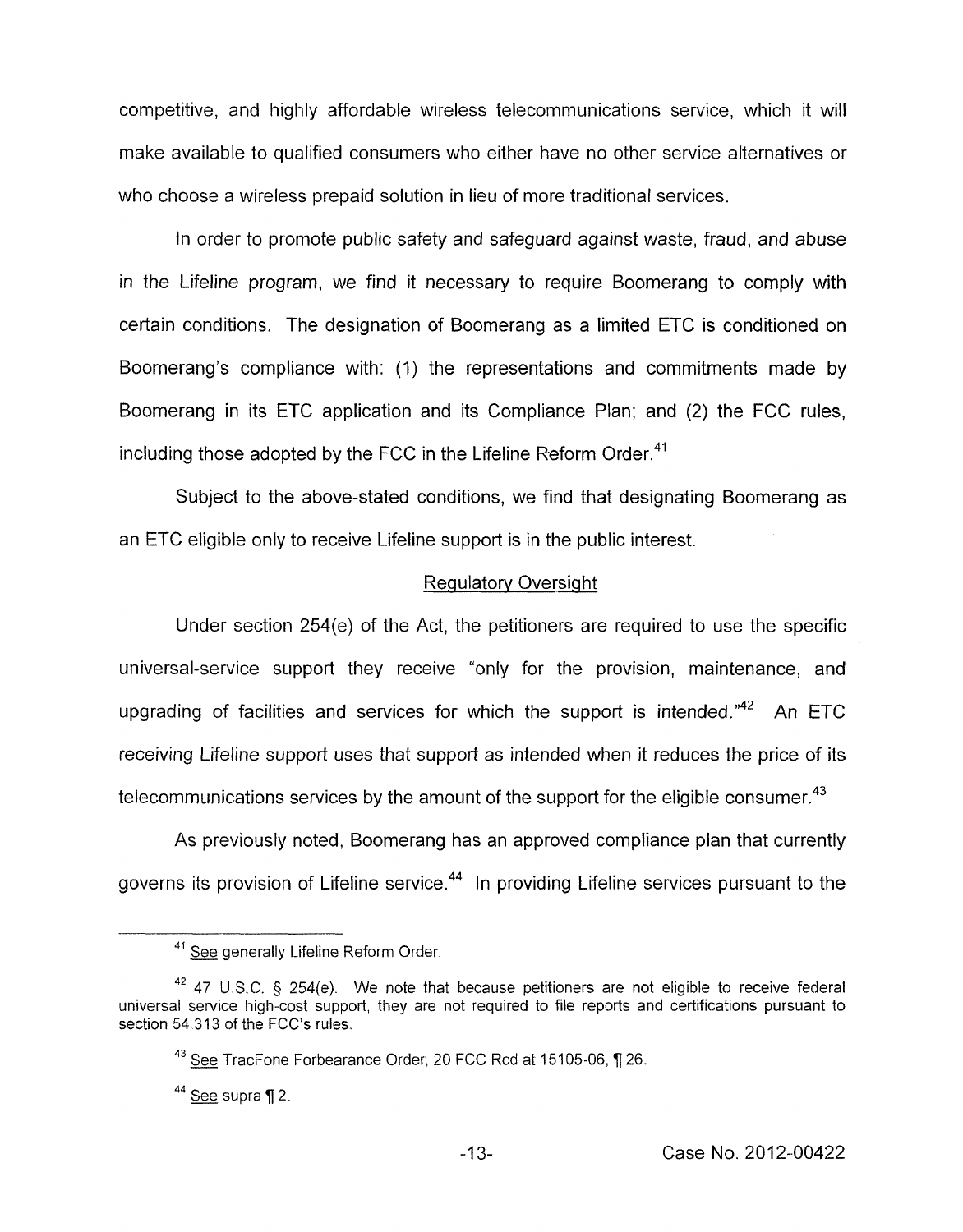competitive, and highly affordable wireless telecommunications service, which it will make available to qualified consumers who either have no other service alternatives or who choose a wireless prepaid solution in lieu of more traditional services.

In order to promote public safety and safeguard against waste, fraud, and abuse in the Lifeline program, we find it necessary to require Boomerang to comply with certain conditions. The designation of Boomerang as a limited ETC is conditioned on Boomerang's compliance with: (1) the representations and commitments made by Boomerang in its ETC application and its Compliance Plan; and (2) the FCC rules, including those adopted by the FCC in the Lifeline Reform Order.[41]

Subject to the above-stated conditions, we find that designating Boomerang as an ETC eligible only to receive Lifeline support is in the public interest.

## Regulatory Oversight

Under section 254(e) of the Act, the petitioners are required to use the specific universal-service support they receive "only for the provision, maintenance, and upgrading of facilities and services for which the support is intended."[42] An ETC receiving Lifeline support uses that support as intended when it reduces the price of its telecommunications services by the amount of the support for the eligible consumer.[43]

As previously noted, Boomerang has an approved compliance plan that currently governs its provision of Lifeline service.[44] In providing Lifeline services pursuant to the

---

[41] See generally Lifeline Reform Order.

[42] 47 U.S.C. § 254(e). We note that because petitioners are not eligible to receive federal universal service high-cost support, they are not required to file reports and certifications pursuant to section 54.313 of the FCC's rules.

[43] See TracFone Forbearance Order, 20 FCC Rcd at 15105-06, ¶ 26.

[44] See supra ¶ 2.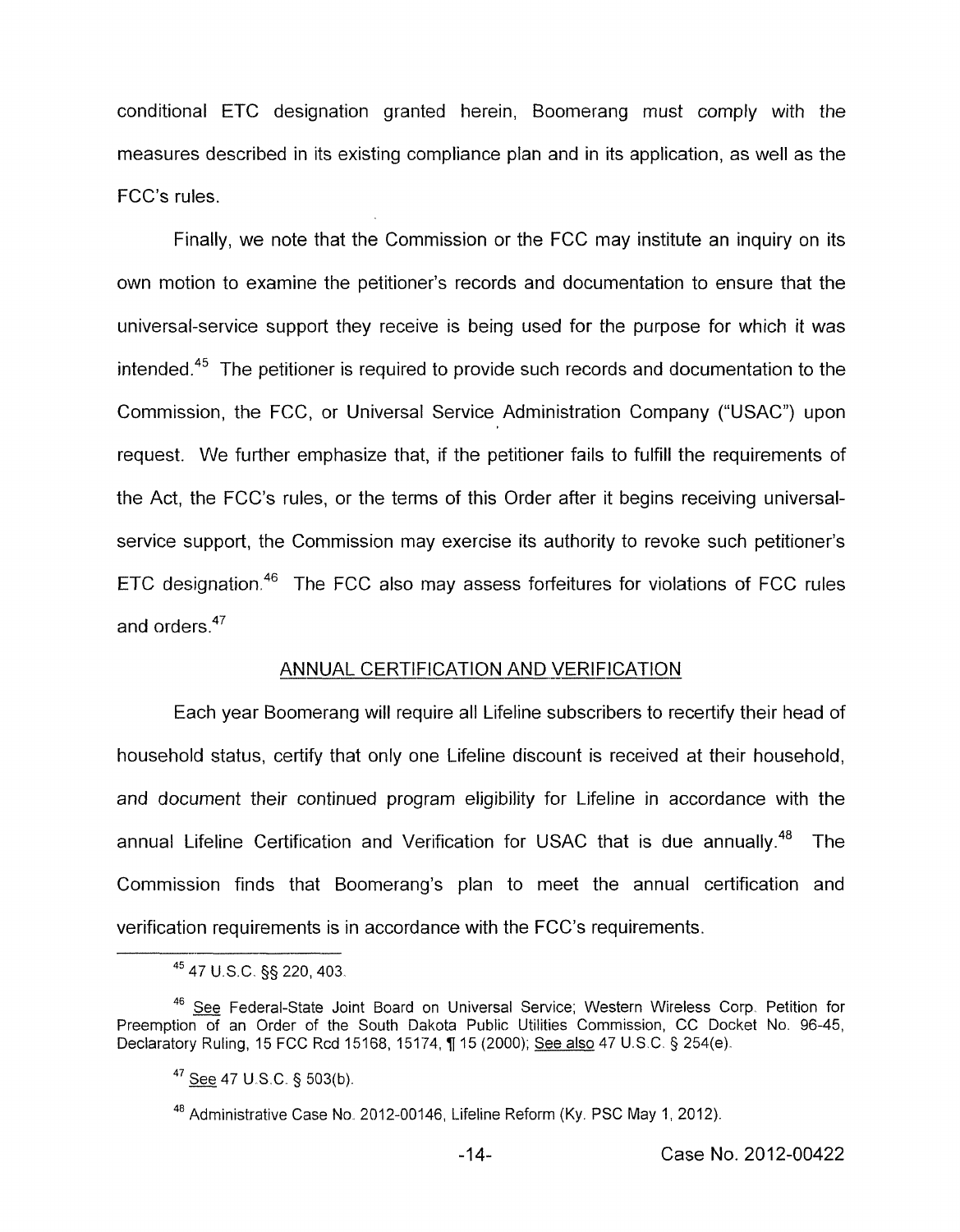conditional ETC designation granted herein, Boomerang must comply with the measures described in its existing compliance plan and in its application, as well as the FCC's rules.

Finally, we note that the Commission or the FCC may institute an inquiry on its own motion to examine the petitioner's records and documentation to ensure that the universal-service support they receive is being used for the purpose for which it was intended.[45] The petitioner is required to provide such records and documentation to the Commission, the FCC, or Universal Service Administration Company ("USAC") upon request. We further emphasize that, if the petitioner fails to fulfill the requirements of the Act, the FCC's rules, or the terms of this Order after it begins receiving universal-service support, the Commission may exercise its authority to revoke such petitioner's ETC designation.[46] The FCC also may assess forfeitures for violations of FCC rules and orders.[47]

## ANNUAL CERTIFICATION AND VERIFICATION

Each year Boomerang will require all Lifeline subscribers to recertify their head of household status, certify that only one Lifeline discount is received at their household, and document their continued program eligibility for Lifeline in accordance with the annual Lifeline Certification and Verification for USAC that is due annually.[48] The Commission finds that Boomerang's plan to meet the annual certification and verification requirements is in accordance with the FCC's requirements.

---

[45] 47 U.S.C. §§ 220, 403.

[46] See Federal-State Joint Board on Universal Service; Western Wireless Corp. Petition for Preemption of an Order of the South Dakota Public Utilities Commission, CC Docket No. 96-45, Declaratory Ruling, 15 FCC Rcd 15168, 15174, ¶ 15 (2000); See also 47 U.S.C. § 254(e).

[47] See 47 U.S.C. § 503(b).

[48] Administrative Case No. 2012-00146, Lifeline Reform (Ky. PSC May 1, 2012).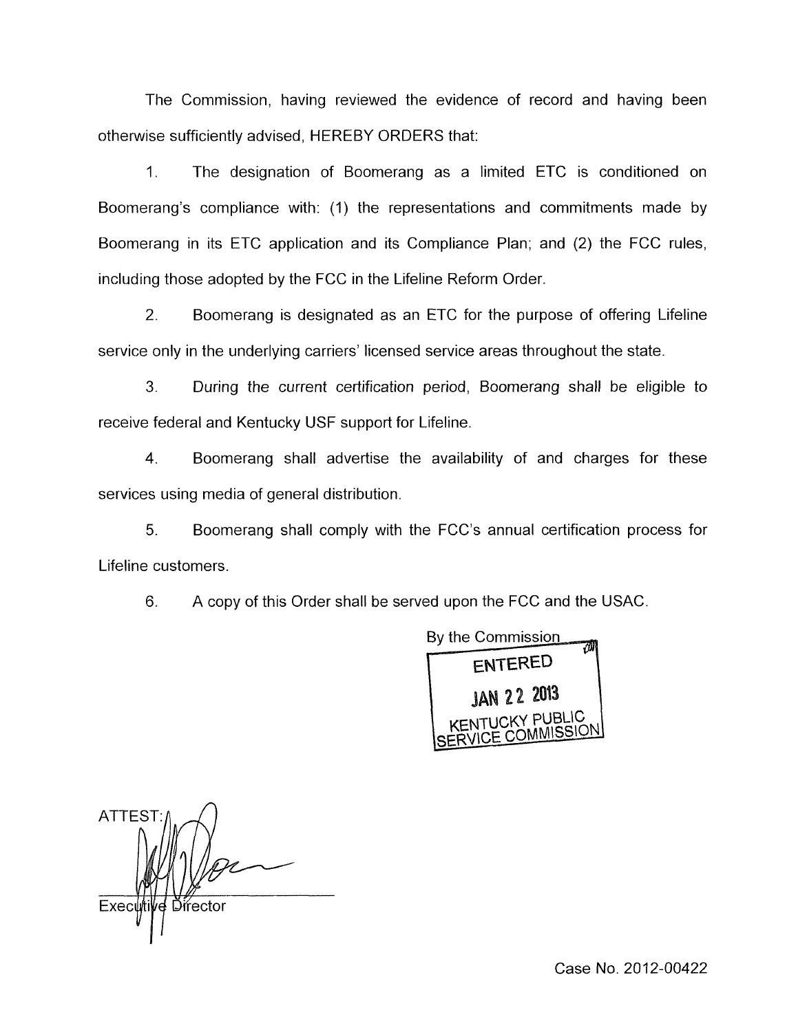The Commission, having reviewed the evidence of record and having been otherwise sufficiently advised, HEREBY ORDERS that:

1. The designation of Boomerang as a limited ETC is conditioned on Boomerang's compliance with: (1) the representations and commitments made by Boomerang in its ETC application and its Compliance Plan; and (2) the FCC rules, including those adopted by the FCC in the Lifeline Reform Order.

2. Boomerang is designated as an ETC for the purpose of offering Lifeline service only in the underlying carriers' licensed service areas throughout the state.

3. During the current certification period, Boomerang shall be eligible to receive federal and Kentucky USF support for Lifeline.

4. Boomerang shall advertise the availability of and charges for these services using media of general distribution.

5. Boomerang shall comply with the FCC's annual certification process for Lifeline customers.

6. A copy of this Order shall be served upon the FCC and the USAC.

By the Commission

ENTERED

JAN 22 2013

KENTUCKY PUBLIC SERVICE COMMISSION

ATTEST:

Executive Director

Case No. 2012-00422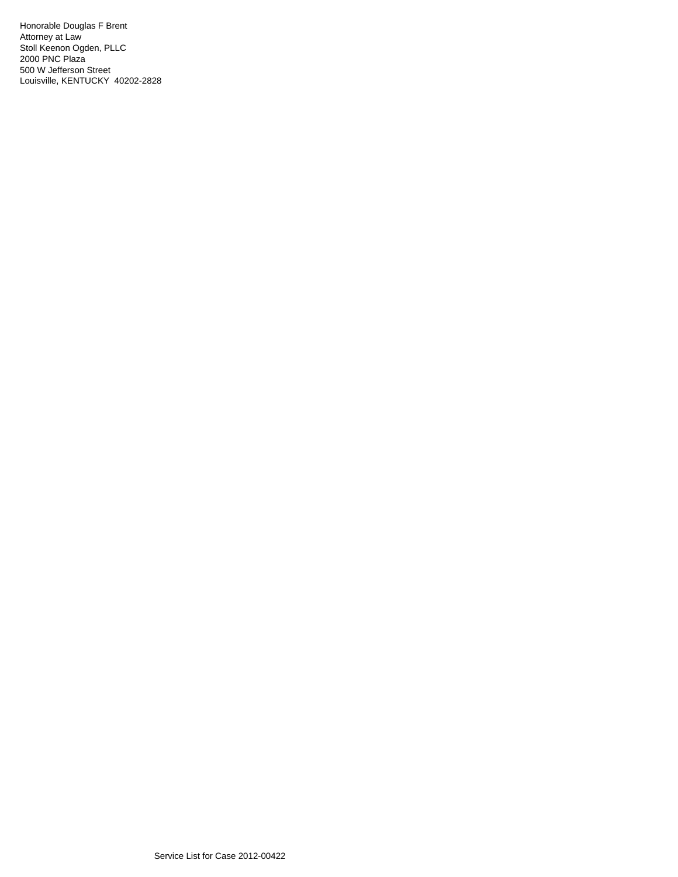Honorable Douglas F Brent
Attorney at Law
Stoll Keenon Ogden, PLLC
2000 PNC Plaza
500 W Jefferson Street
Louisville, KENTUCKY 40202-2828

Service List for Case 2012-00422